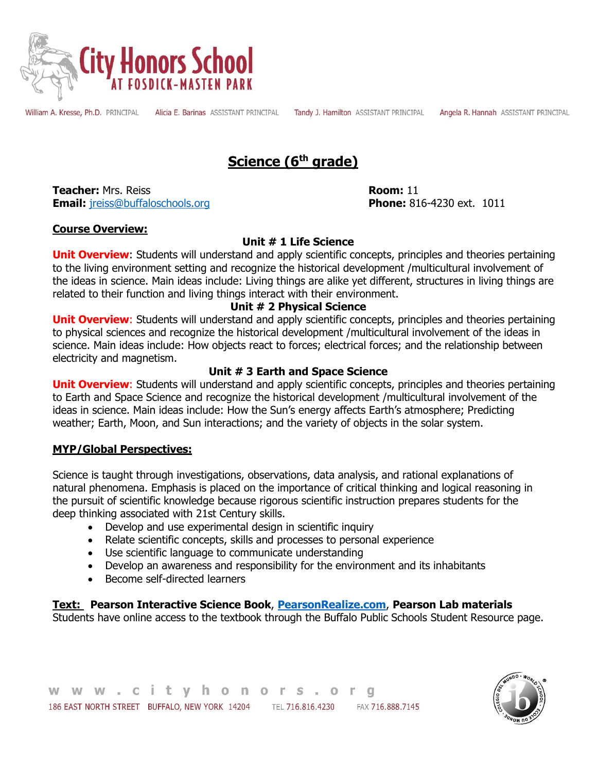# City Honors School AT FOSDICK-MASTEN PARK

William A. Kresse, Ph.D. PRINCIPAL  Alicia E. Barinas ASSISTANT PRINCIPAL  Tandy J. Hamilton ASSISTANT PRINCIPAL  Angela R. Hannah ASSISTANT PRINCIPAL

## Science (6th grade)

**Teacher:** Mrs. Reiss
**Email:** jreiss@buffaloschools.org
**Room:** 11
**Phone:** 816-4230 ext. 1011

### Course Overview:

**Unit # 1 Life Science**

**Unit Overview**: Students will understand and apply scientific concepts, principles and theories pertaining to the living environment setting and recognize the historical development /multicultural involvement of the ideas in science. Main ideas include: Living things are alike yet different, structures in living things are related to their function and living things interact with their environment.

**Unit # 2 Physical Science**

**Unit Overview**: Students will understand and apply scientific concepts, principles and theories pertaining to physical sciences and recognize the historical development /multicultural involvement of the ideas in science. Main ideas include: How objects react to forces; electrical forces; and the relationship between electricity and magnetism.

**Unit # 3 Earth and Space Science**

**Unit Overview**: Students will understand and apply scientific concepts, principles and theories pertaining to Earth and Space Science and recognize the historical development /multicultural involvement of the ideas in science. Main ideas include: How the Sun's energy affects Earth's atmosphere; Predicting weather; Earth, Moon, and Sun interactions; and the variety of objects in the solar system.

### MYP/Global Perspectives:

Science is taught through investigations, observations, data analysis, and rational explanations of natural phenomena. Emphasis is placed on the importance of critical thinking and logical reasoning in the pursuit of scientific knowledge because rigorous scientific instruction prepares students for the deep thinking associated with 21st Century skills.

- Develop and use experimental design in scientific inquiry
- Relate scientific concepts, skills and processes to personal experience
- Use scientific language to communicate understanding
- Develop an awareness and responsibility for the environment and its inhabitants
- Become self-directed learners

**Text: Pearson Interactive Science Book**, PearsonRealize.com, **Pearson Lab materials**
Students have online access to the textbook through the Buffalo Public Schools Student Resource page.

www.cityhonors.org
186 EAST NORTH STREET BUFFALO, NEW YORK 14204 TEL 716.816.4230 FAX 716.888.7145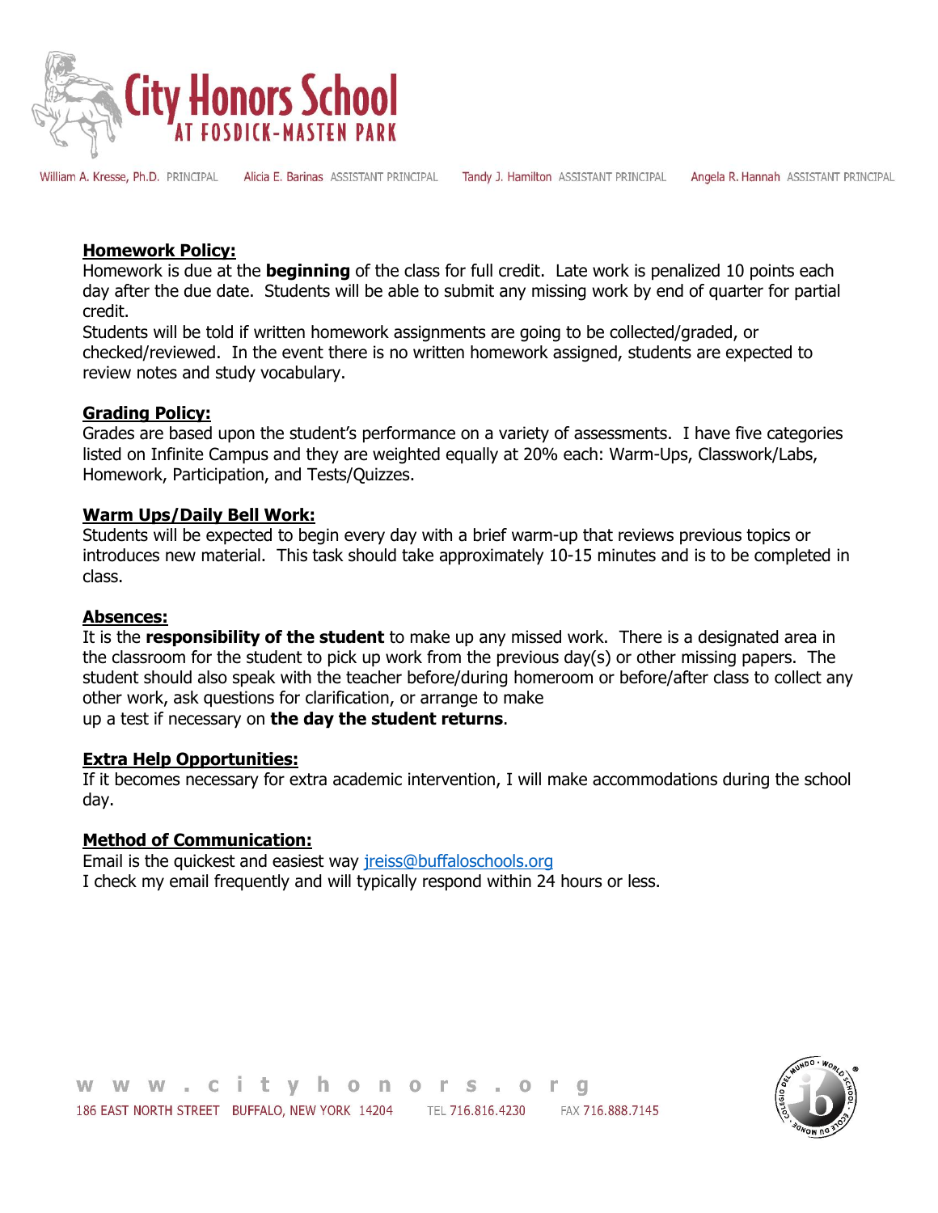**Homework Policy:**
Homework is due at the **beginning** of the class for full credit. Late work is penalized 10 points each day after the due date. Students will be able to submit any missing work by end of quarter for partial credit.
Students will be told if written homework assignments are going to be collected/graded, or checked/reviewed. In the event there is no written homework assigned, students are expected to review notes and study vocabulary.

**Grading Policy:**
Grades are based upon the student's performance on a variety of assessments. I have five categories listed on Infinite Campus and they are weighted equally at 20% each: Warm-Ups, Classwork/Labs, Homework, Participation, and Tests/Quizzes.

**Warm Ups/Daily Bell Work:**
Students will be expected to begin every day with a brief warm-up that reviews previous topics or introduces new material. This task should take approximately 10-15 minutes and is to be completed in class.

**Absences:**
It is the **responsibility of the student** to make up any missed work. There is a designated area in the classroom for the student to pick up work from the previous day(s) or other missing papers. The student should also speak with the teacher before/during homeroom or before/after class to collect any other work, ask questions for clarification, or arrange to make up a test if necessary on **the day the student returns**.

**Extra Help Opportunities:**
If it becomes necessary for extra academic intervention, I will make accommodations during the school day.

**Method of Communication:**
Email is the quickest and easiest way jreiss@buffaloschools.org
I check my email frequently and will typically respond within 24 hours or less.